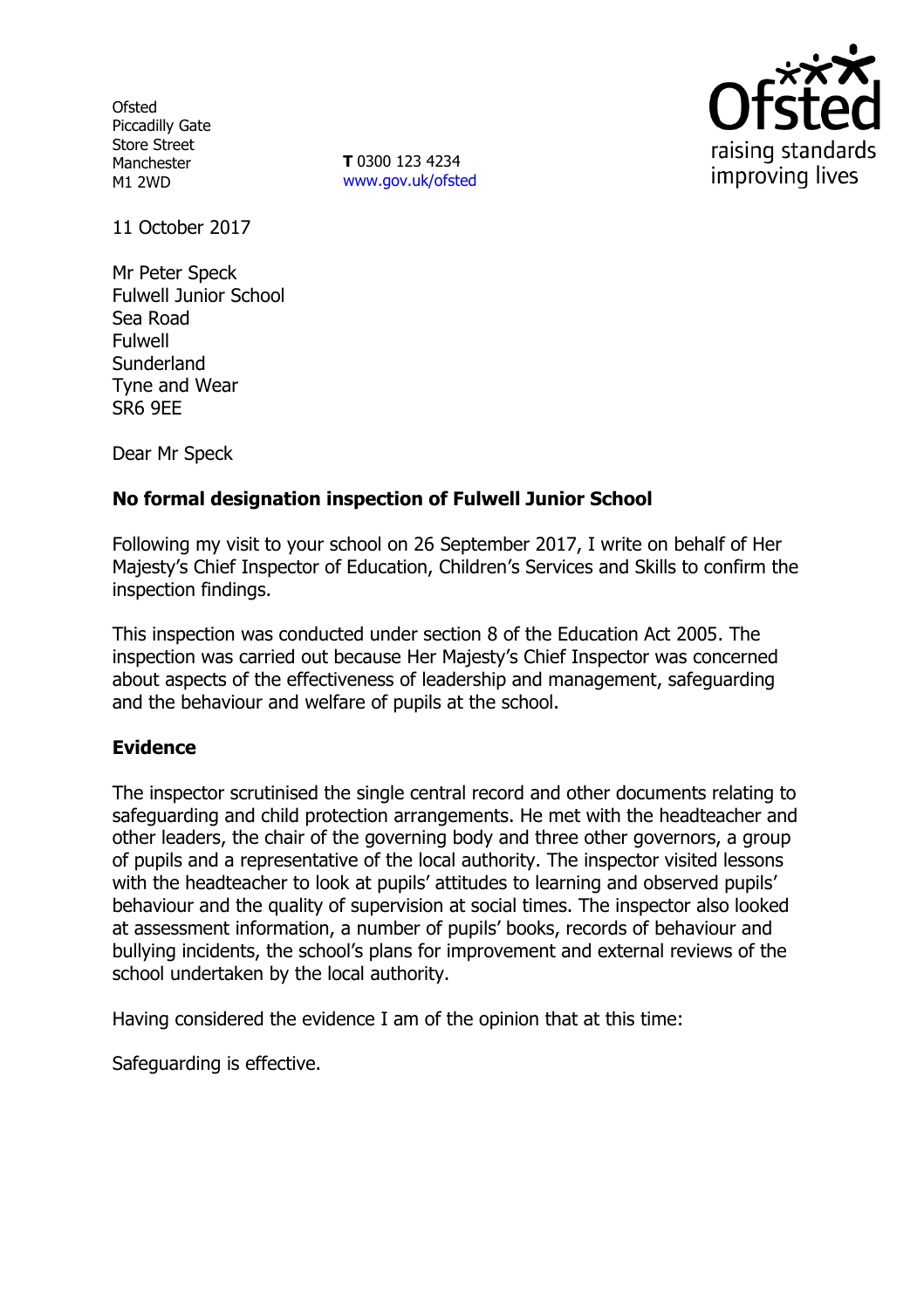Ofsted
Piccadilly Gate
Store Street
Manchester
M1 2WD

**T** 0300 123 4234
www.gov.uk/ofsted

11 October 2017

Mr Peter Speck
Fulwell Junior School
Sea Road
Fulwell
Sunderland
Tyne and Wear
SR6 9EE

Dear Mr Speck

**No formal designation inspection of Fulwell Junior School**

Following my visit to your school on 26 September 2017, I write on behalf of Her Majesty's Chief Inspector of Education, Children's Services and Skills to confirm the inspection findings.

This inspection was conducted under section 8 of the Education Act 2005. The inspection was carried out because Her Majesty's Chief Inspector was concerned about aspects of the effectiveness of leadership and management, safeguarding and the behaviour and welfare of pupils at the school.

**Evidence**

The inspector scrutinised the single central record and other documents relating to safeguarding and child protection arrangements. He met with the headteacher and other leaders, the chair of the governing body and three other governors, a group of pupils and a representative of the local authority. The inspector visited lessons with the headteacher to look at pupils' attitudes to learning and observed pupils' behaviour and the quality of supervision at social times. The inspector also looked at assessment information, a number of pupils' books, records of behaviour and bullying incidents, the school's plans for improvement and external reviews of the school undertaken by the local authority.

Having considered the evidence I am of the opinion that at this time:

Safeguarding is effective.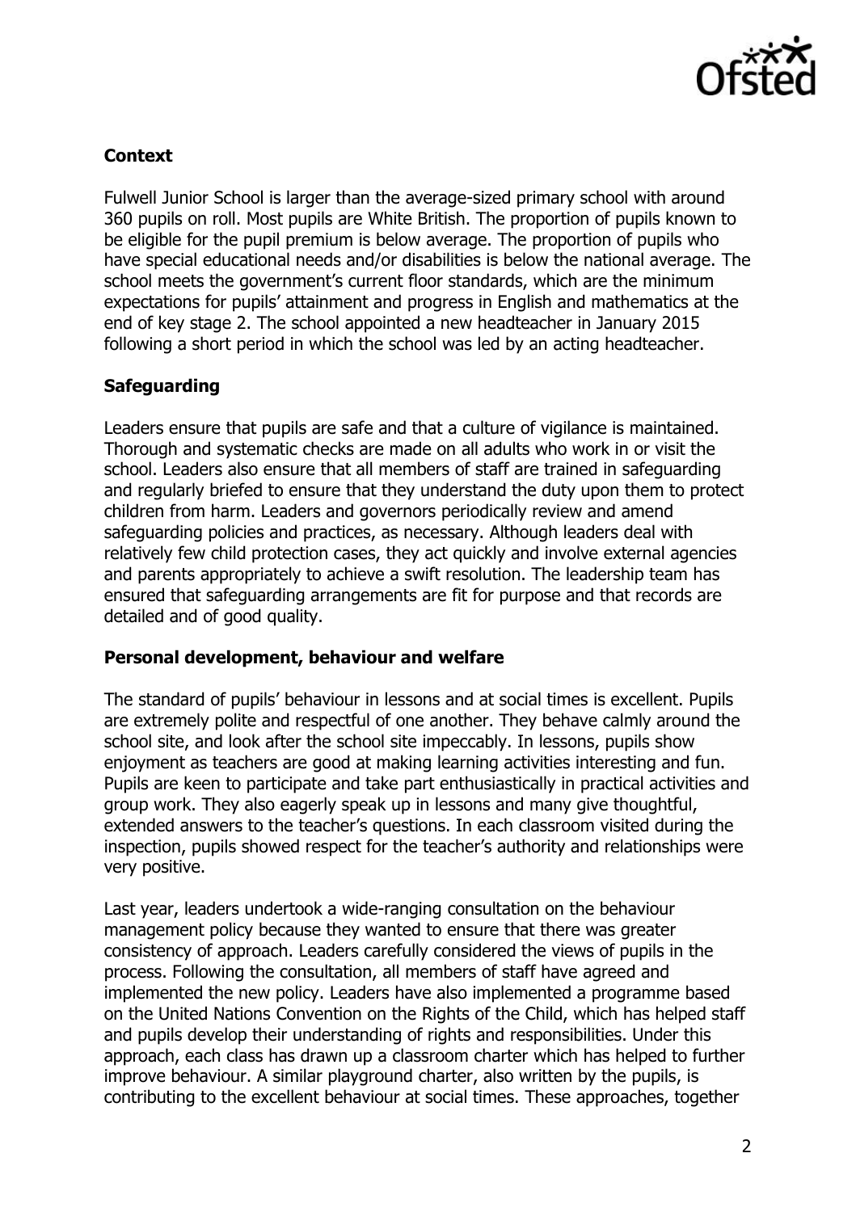## Context

Fulwell Junior School is larger than the average-sized primary school with around 360 pupils on roll. Most pupils are White British. The proportion of pupils known to be eligible for the pupil premium is below average. The proportion of pupils who have special educational needs and/or disabilities is below the national average. The school meets the government's current floor standards, which are the minimum expectations for pupils' attainment and progress in English and mathematics at the end of key stage 2. The school appointed a new headteacher in January 2015 following a short period in which the school was led by an acting headteacher.

## Safeguarding

Leaders ensure that pupils are safe and that a culture of vigilance is maintained. Thorough and systematic checks are made on all adults who work in or visit the school. Leaders also ensure that all members of staff are trained in safeguarding and regularly briefed to ensure that they understand the duty upon them to protect children from harm. Leaders and governors periodically review and amend safeguarding policies and practices, as necessary. Although leaders deal with relatively few child protection cases, they act quickly and involve external agencies and parents appropriately to achieve a swift resolution. The leadership team has ensured that safeguarding arrangements are fit for purpose and that records are detailed and of good quality.

## Personal development, behaviour and welfare

The standard of pupils' behaviour in lessons and at social times is excellent. Pupils are extremely polite and respectful of one another. They behave calmly around the school site, and look after the school site impeccably. In lessons, pupils show enjoyment as teachers are good at making learning activities interesting and fun. Pupils are keen to participate and take part enthusiastically in practical activities and group work. They also eagerly speak up in lessons and many give thoughtful, extended answers to the teacher's questions. In each classroom visited during the inspection, pupils showed respect for the teacher's authority and relationships were very positive.

Last year, leaders undertook a wide-ranging consultation on the behaviour management policy because they wanted to ensure that there was greater consistency of approach. Leaders carefully considered the views of pupils in the process. Following the consultation, all members of staff have agreed and implemented the new policy. Leaders have also implemented a programme based on the United Nations Convention on the Rights of the Child, which has helped staff and pupils develop their understanding of rights and responsibilities. Under this approach, each class has drawn up a classroom charter which has helped to further improve behaviour. A similar playground charter, also written by the pupils, is contributing to the excellent behaviour at social times. These approaches, together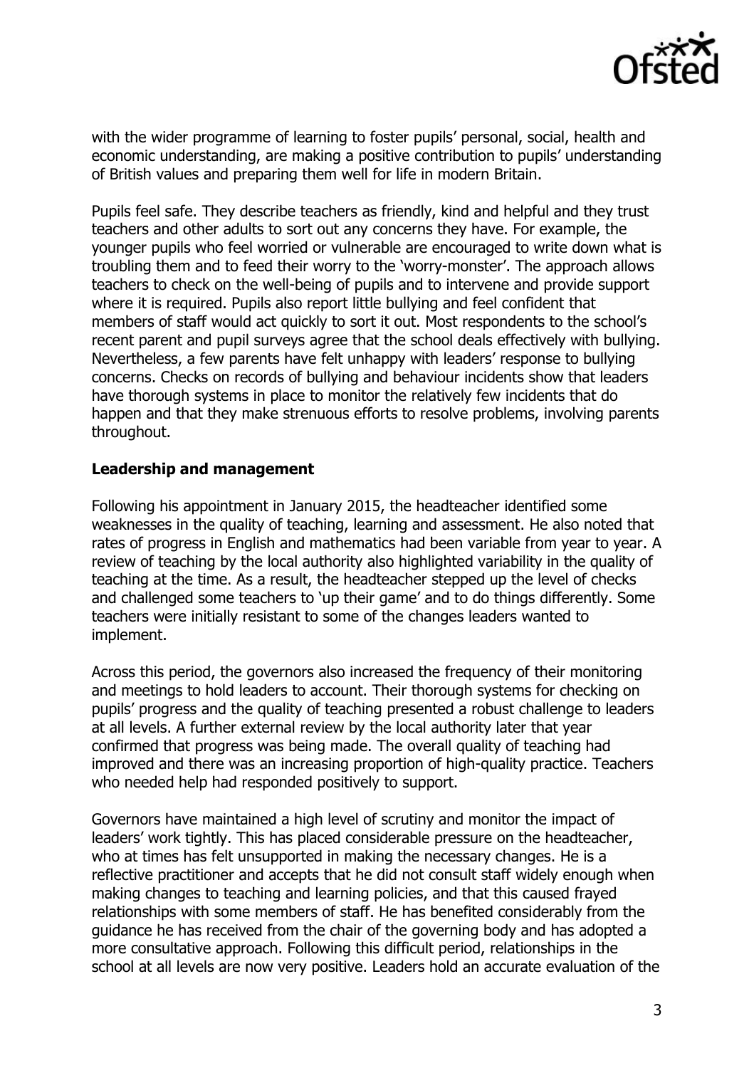with the wider programme of learning to foster pupils' personal, social, health and economic understanding, are making a positive contribution to pupils' understanding of British values and preparing them well for life in modern Britain.

Pupils feel safe. They describe teachers as friendly, kind and helpful and they trust teachers and other adults to sort out any concerns they have. For example, the younger pupils who feel worried or vulnerable are encouraged to write down what is troubling them and to feed their worry to the 'worry-monster'. The approach allows teachers to check on the well-being of pupils and to intervene and provide support where it is required. Pupils also report little bullying and feel confident that members of staff would act quickly to sort it out. Most respondents to the school's recent parent and pupil surveys agree that the school deals effectively with bullying. Nevertheless, a few parents have felt unhappy with leaders' response to bullying concerns. Checks on records of bullying and behaviour incidents show that leaders have thorough systems in place to monitor the relatively few incidents that do happen and that they make strenuous efforts to resolve problems, involving parents throughout.

**Leadership and management**

Following his appointment in January 2015, the headteacher identified some weaknesses in the quality of teaching, learning and assessment. He also noted that rates of progress in English and mathematics had been variable from year to year. A review of teaching by the local authority also highlighted variability in the quality of teaching at the time. As a result, the headteacher stepped up the level of checks and challenged some teachers to 'up their game' and to do things differently. Some teachers were initially resistant to some of the changes leaders wanted to implement.

Across this period, the governors also increased the frequency of their monitoring and meetings to hold leaders to account. Their thorough systems for checking on pupils' progress and the quality of teaching presented a robust challenge to leaders at all levels. A further external review by the local authority later that year confirmed that progress was being made. The overall quality of teaching had improved and there was an increasing proportion of high-quality practice. Teachers who needed help had responded positively to support.

Governors have maintained a high level of scrutiny and monitor the impact of leaders' work tightly. This has placed considerable pressure on the headteacher, who at times has felt unsupported in making the necessary changes. He is a reflective practitioner and accepts that he did not consult staff widely enough when making changes to teaching and learning policies, and that this caused frayed relationships with some members of staff. He has benefited considerably from the guidance he has received from the chair of the governing body and has adopted a more consultative approach. Following this difficult period, relationships in the school at all levels are now very positive. Leaders hold an accurate evaluation of the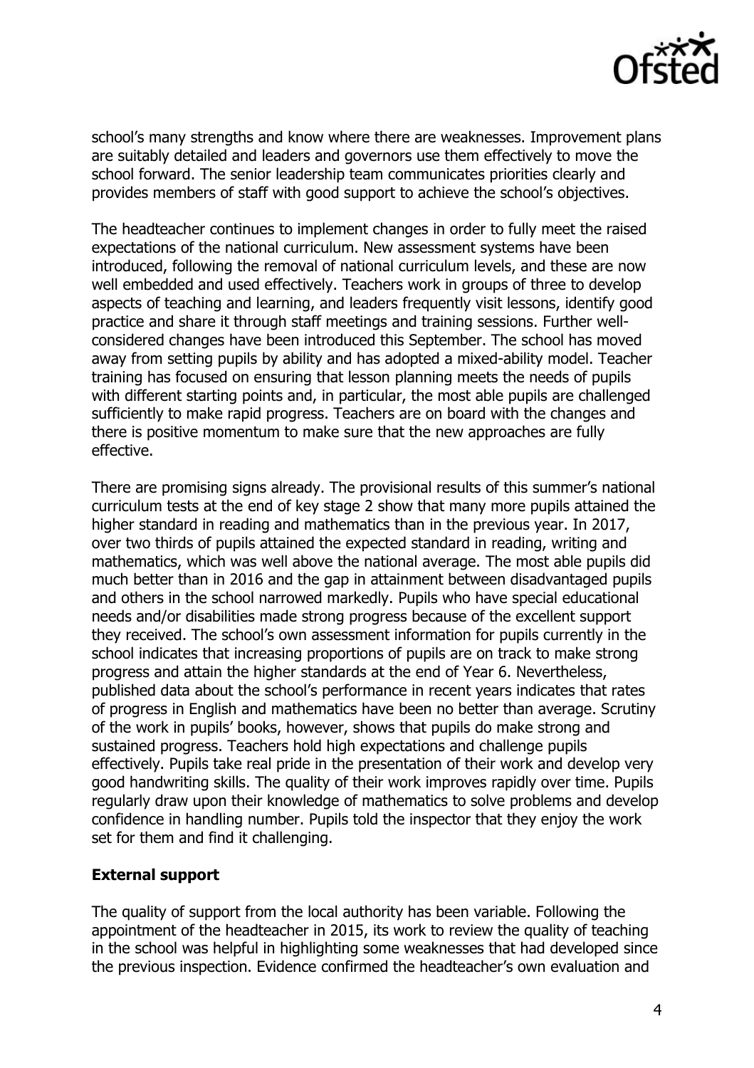school's many strengths and know where there are weaknesses. Improvement plans are suitably detailed and leaders and governors use them effectively to move the school forward. The senior leadership team communicates priorities clearly and provides members of staff with good support to achieve the school's objectives.

The headteacher continues to implement changes in order to fully meet the raised expectations of the national curriculum. New assessment systems have been introduced, following the removal of national curriculum levels, and these are now well embedded and used effectively. Teachers work in groups of three to develop aspects of teaching and learning, and leaders frequently visit lessons, identify good practice and share it through staff meetings and training sessions. Further well-considered changes have been introduced this September. The school has moved away from setting pupils by ability and has adopted a mixed-ability model. Teacher training has focused on ensuring that lesson planning meets the needs of pupils with different starting points and, in particular, the most able pupils are challenged sufficiently to make rapid progress. Teachers are on board with the changes and there is positive momentum to make sure that the new approaches are fully effective.

There are promising signs already. The provisional results of this summer's national curriculum tests at the end of key stage 2 show that many more pupils attained the higher standard in reading and mathematics than in the previous year. In 2017, over two thirds of pupils attained the expected standard in reading, writing and mathematics, which was well above the national average. The most able pupils did much better than in 2016 and the gap in attainment between disadvantaged pupils and others in the school narrowed markedly. Pupils who have special educational needs and/or disabilities made strong progress because of the excellent support they received. The school's own assessment information for pupils currently in the school indicates that increasing proportions of pupils are on track to make strong progress and attain the higher standards at the end of Year 6. Nevertheless, published data about the school's performance in recent years indicates that rates of progress in English and mathematics have been no better than average. Scrutiny of the work in pupils' books, however, shows that pupils do make strong and sustained progress. Teachers hold high expectations and challenge pupils effectively. Pupils take real pride in the presentation of their work and develop very good handwriting skills. The quality of their work improves rapidly over time. Pupils regularly draw upon their knowledge of mathematics to solve problems and develop confidence in handling number. Pupils told the inspector that they enjoy the work set for them and find it challenging.

**External support**

The quality of support from the local authority has been variable. Following the appointment of the headteacher in 2015, its work to review the quality of teaching in the school was helpful in highlighting some weaknesses that had developed since the previous inspection. Evidence confirmed the headteacher's own evaluation and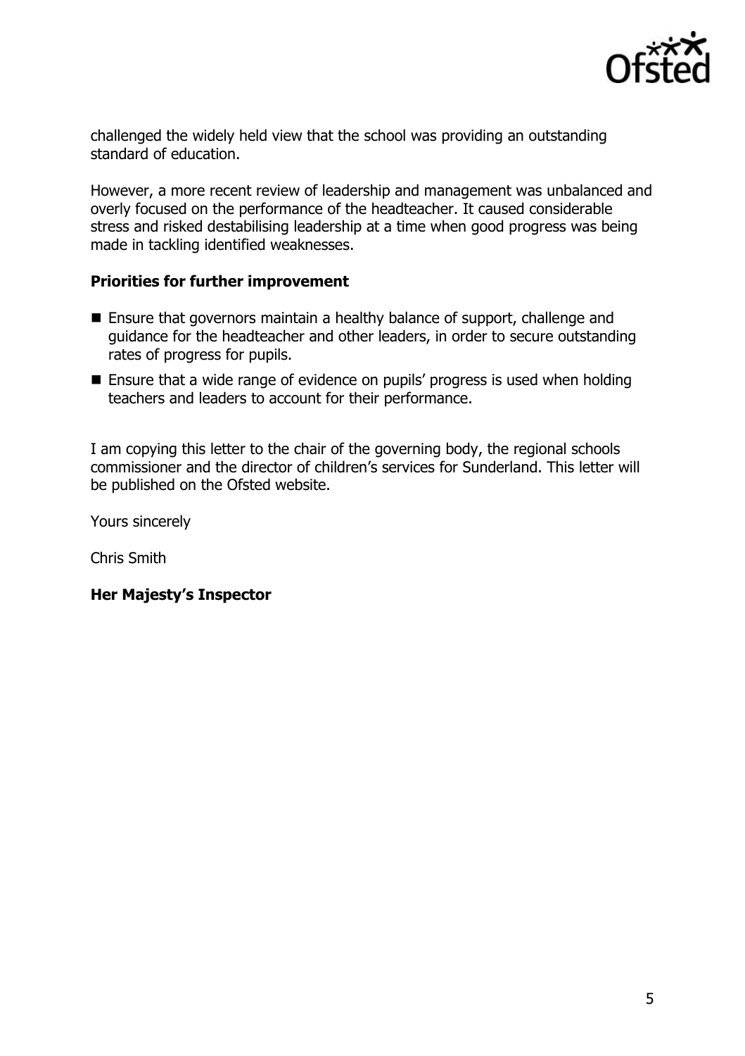challenged the widely held view that the school was providing an outstanding standard of education.

However, a more recent review of leadership and management was unbalanced and overly focused on the performance of the headteacher. It caused considerable stress and risked destabilising leadership at a time when good progress was being made in tackling identified weaknesses.

### Priorities for further improvement

- Ensure that governors maintain a healthy balance of support, challenge and guidance for the headteacher and other leaders, in order to secure outstanding rates of progress for pupils.
- Ensure that a wide range of evidence on pupils' progress is used when holding teachers and leaders to account for their performance.

I am copying this letter to the chair of the governing body, the regional schools commissioner and the director of children's services for Sunderland. This letter will be published on the Ofsted website.

Yours sincerely

Chris Smith

**Her Majesty's Inspector**